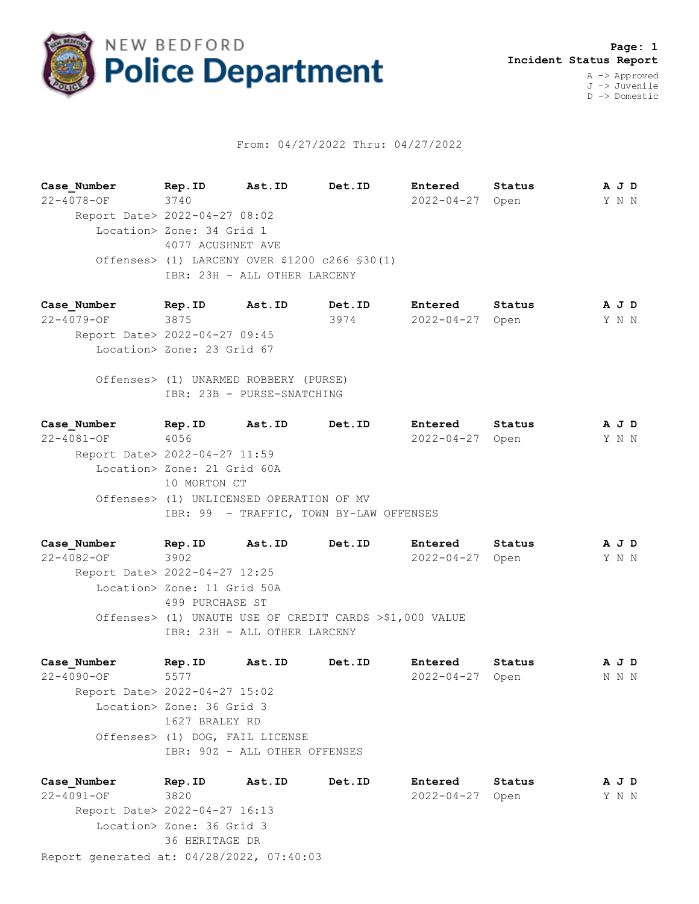# NEW BEDFORD Police Department

**Page: 1**
**Incident Status Report**

A -> Approved
J -> Juvenile
D -> Domestic

From: 04/27/2022 Thru: 04/27/2022

| Case_Number | Rep.ID | Ast.ID | Det.ID | Entered | Status | A J D |
|---|---|---|---|---|---|---|
| 22-4078-OF | 3740 | | | 2022-04-27 | Open | Y N N |

Report Date> 2022-04-27 08:02
Location> Zone: 34 Grid 1
4077 ACUSHNET AVE
Offenses> (1) LARCENY OVER $1200 c266 §30(1)
IBR: 23H - ALL OTHER LARCENY

| Case_Number | Rep.ID | Ast.ID | Det.ID | Entered | Status | A J D |
|---|---|---|---|---|---|---|
| 22-4079-OF | 3875 | | 3974 | 2022-04-27 | Open | Y N N |

Report Date> 2022-04-27 09:45
Location> Zone: 23 Grid 67
Offenses> (1) UNARMED ROBBERY (PURSE)
IBR: 23B - PURSE-SNATCHING

| Case_Number | Rep.ID | Ast.ID | Det.ID | Entered | Status | A J D |
|---|---|---|---|---|---|---|
| 22-4081-OF | 4056 | | | 2022-04-27 | Open | Y N N |

Report Date> 2022-04-27 11:59
Location> Zone: 21 Grid 60A
10 MORTON CT
Offenses> (1) UNLICENSED OPERATION OF MV
IBR: 99 - TRAFFIC, TOWN BY-LAW OFFENSES

| Case_Number | Rep.ID | Ast.ID | Det.ID | Entered | Status | A J D |
|---|---|---|---|---|---|---|
| 22-4082-OF | 3902 | | | 2022-04-27 | Open | Y N N |

Report Date> 2022-04-27 12:25
Location> Zone: 11 Grid 50A
499 PURCHASE ST
Offenses> (1) UNAUTH USE OF CREDIT CARDS >$1,000 VALUE
IBR: 23H - ALL OTHER LARCENY

| Case_Number | Rep.ID | Ast.ID | Det.ID | Entered | Status | A J D |
|---|---|---|---|---|---|---|
| 22-4090-OF | 5577 | | | 2022-04-27 | Open | N N N |

Report Date> 2022-04-27 15:02
Location> Zone: 36 Grid 3
1627 BRALEY RD
Offenses> (1) DOG, FAIL LICENSE
IBR: 90Z - ALL OTHER OFFENSES

| Case_Number | Rep.ID | Ast.ID | Det.ID | Entered | Status | A J D |
|---|---|---|---|---|---|---|
| 22-4091-OF | 3820 | | | 2022-04-27 | Open | Y N N |

Report Date> 2022-04-27 16:13
Location> Zone: 36 Grid 3
36 HERITAGE DR

Report generated at: 04/28/2022, 07:40:03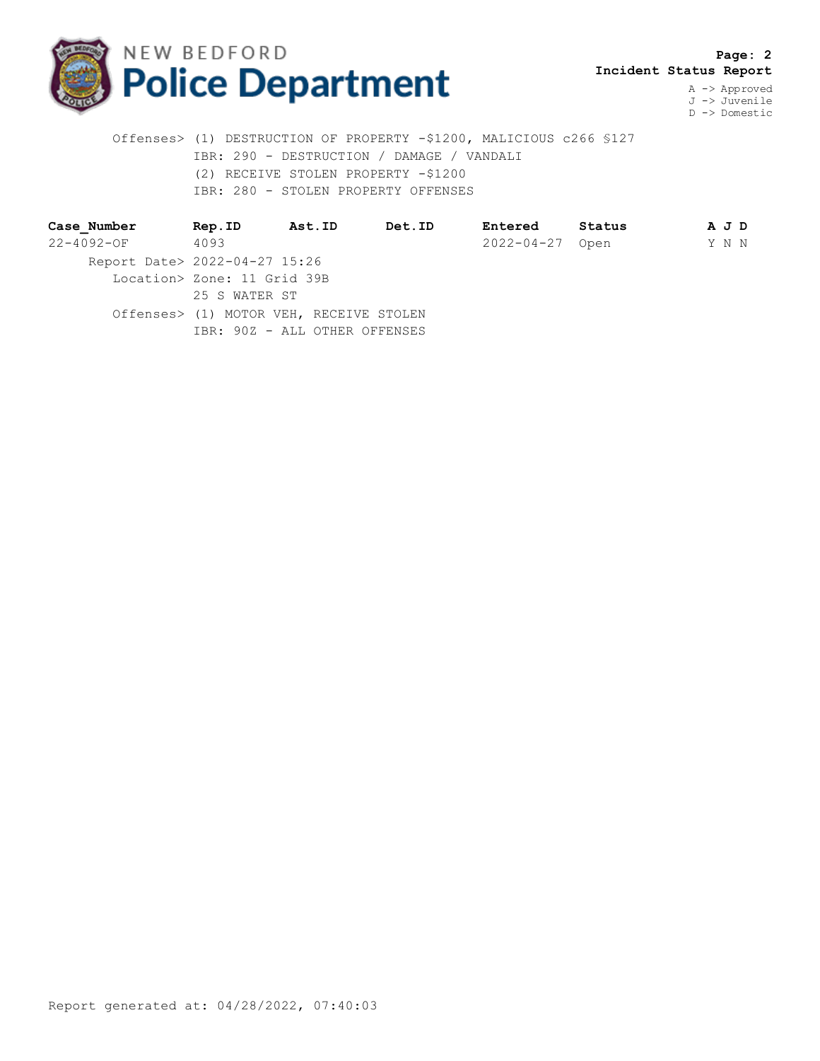Offenses> (1) DESTRUCTION OF PROPERTY -$1200, MALICIOUS c266 §127
IBR: 290 - DESTRUCTION / DAMAGE / VANDALI
(2) RECEIVE STOLEN PROPERTY -$1200
IBR: 280 - STOLEN PROPERTY OFFENSES

| Case_Number | Rep.ID | Ast.ID | Det.ID | Entered | Status | A | J | D |
|---|---|---|---|---|---|---|---|---|
| 22-4092-OF | 4093 | | | 2022-04-27 | Open | Y | N | N |

Report Date> 2022-04-27 15:26
Location> Zone: 11 Grid 39B
25 S WATER ST
Offenses> (1) MOTOR VEH, RECEIVE STOLEN
IBR: 90Z - ALL OTHER OFFENSES

Report generated at: 04/28/2022, 07:40:03